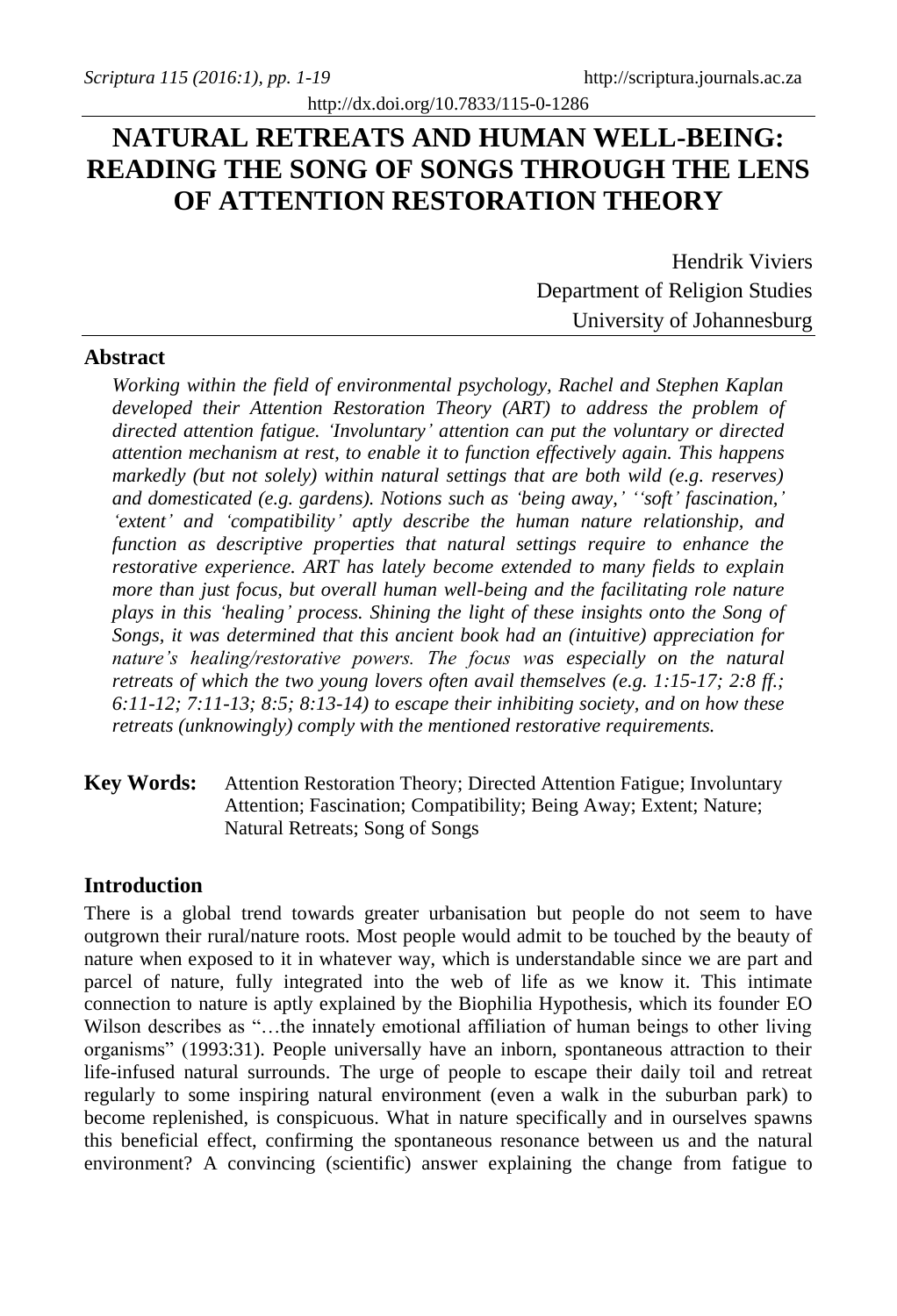http://dx.doi.org/10.7833/115-0-1286

# NATURAL RETREATS AND HUMAN WELL-BEING: READING THE SONG OF SONGS THROUGH THE LENS OF ATTENTION RESTORATION THEORY

Hendrik Viviers
Department of Religion Studies
University of Johannesburg

## Abstract

*Working within the field of environmental psychology, Rachel and Stephen Kaplan developed their Attention Restoration Theory (ART) to address the problem of directed attention fatigue. 'Involuntary' attention can put the voluntary or directed attention mechanism at rest, to enable it to function effectively again. This happens markedly (but not solely) within natural settings that are both wild (e.g. reserves) and domesticated (e.g. gardens). Notions such as 'being away,' ''soft' fascination,' 'extent' and 'compatibility' aptly describe the human nature relationship, and function as descriptive properties that natural settings require to enhance the restorative experience. ART has lately become extended to many fields to explain more than just focus, but overall human well-being and the facilitating role nature plays in this 'healing' process. Shining the light of these insights onto the Song of Songs, it was determined that this ancient book had an (intuitive) appreciation for nature's healing/restorative powers. The focus was especially on the natural retreats of which the two young lovers often avail themselves (e.g. 1:15-17; 2:8 ff.; 6:11-12; 7:11-13; 8:5; 8:13-14) to escape their inhibiting society, and on how these retreats (unknowingly) comply with the mentioned restorative requirements.*

**Key Words:** Attention Restoration Theory; Directed Attention Fatigue; Involuntary Attention; Fascination; Compatibility; Being Away; Extent; Nature; Natural Retreats; Song of Songs

## Introduction

There is a global trend towards greater urbanisation but people do not seem to have outgrown their rural/nature roots. Most people would admit to be touched by the beauty of nature when exposed to it in whatever way, which is understandable since we are part and parcel of nature, fully integrated into the web of life as we know it. This intimate connection to nature is aptly explained by the Biophilia Hypothesis, which its founder EO Wilson describes as "…the innately emotional affiliation of human beings to other living organisms" (1993:31). People universally have an inborn, spontaneous attraction to their life-infused natural surrounds. The urge of people to escape their daily toil and retreat regularly to some inspiring natural environment (even a walk in the suburban park) to become replenished, is conspicuous. What in nature specifically and in ourselves spawns this beneficial effect, confirming the spontaneous resonance between us and the natural environment? A convincing (scientific) answer explaining the change from fatigue to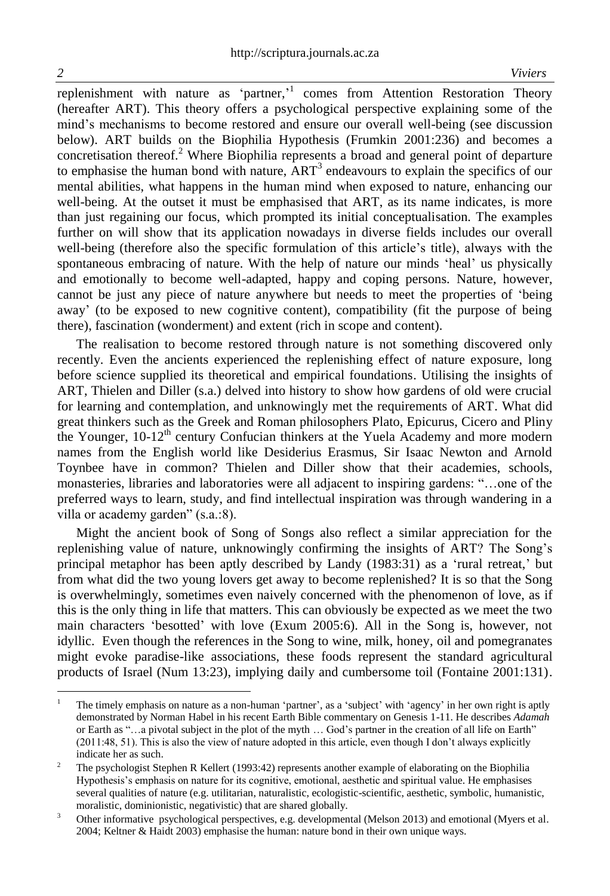replenishment with nature as 'partner,'[1] comes from Attention Restoration Theory (hereafter ART). This theory offers a psychological perspective explaining some of the mind's mechanisms to become restored and ensure our overall well-being (see discussion below). ART builds on the Biophilia Hypothesis (Frumkin 2001:236) and becomes a concretisation thereof.[2] Where Biophilia represents a broad and general point of departure to emphasise the human bond with nature, ART[3] endeavours to explain the specifics of our mental abilities, what happens in the human mind when exposed to nature, enhancing our well-being. At the outset it must be emphasised that ART, as its name indicates, is more than just regaining our focus, which prompted its initial conceptualisation. The examples further on will show that its application nowadays in diverse fields includes our overall well-being (therefore also the specific formulation of this article's title), always with the spontaneous embracing of nature. With the help of nature our minds 'heal' us physically and emotionally to become well-adapted, happy and coping persons. Nature, however, cannot be just any piece of nature anywhere but needs to meet the properties of 'being away' (to be exposed to new cognitive content), compatibility (fit the purpose of being there), fascination (wonderment) and extent (rich in scope and content).

The realisation to become restored through nature is not something discovered only recently. Even the ancients experienced the replenishing effect of nature exposure, long before science supplied its theoretical and empirical foundations. Utilising the insights of ART, Thielen and Diller (s.a.) delved into history to show how gardens of old were crucial for learning and contemplation, and unknowingly met the requirements of ART. What did great thinkers such as the Greek and Roman philosophers Plato, Epicurus, Cicero and Pliny the Younger, 10-12th century Confucian thinkers at the Yuela Academy and more modern names from the English world like Desiderius Erasmus, Sir Isaac Newton and Arnold Toynbee have in common? Thielen and Diller show that their academies, schools, monasteries, libraries and laboratories were all adjacent to inspiring gardens: "…one of the preferred ways to learn, study, and find intellectual inspiration was through wandering in a villa or academy garden" (s.a.:8).

Might the ancient book of Song of Songs also reflect a similar appreciation for the replenishing value of nature, unknowingly confirming the insights of ART? The Song's principal metaphor has been aptly described by Landy (1983:31) as a 'rural retreat,' but from what did the two young lovers get away to become replenished? It is so that the Song is overwhelmingly, sometimes even naively concerned with the phenomenon of love, as if this is the only thing in life that matters. This can obviously be expected as we meet the two main characters 'besotted' with love (Exum 2005:6). All in the Song is, however, not idyllic. Even though the references in the Song to wine, milk, honey, oil and pomegranates might evoke paradise-like associations, these foods represent the standard agricultural products of Israel (Num 13:23), implying daily and cumbersome toil (Fontaine 2001:131).

---

[1] The timely emphasis on nature as a non-human 'partner', as a 'subject' with 'agency' in her own right is aptly demonstrated by Norman Habel in his recent Earth Bible commentary on Genesis 1-11. He describes *Adamah* or Earth as "…a pivotal subject in the plot of the myth … God's partner in the creation of all life on Earth" (2011:48, 51). This is also the view of nature adopted in this article, even though I don't always explicitly indicate her as such.

[2] The psychologist Stephen R Kellert (1993:42) represents another example of elaborating on the Biophilia Hypothesis's emphasis on nature for its cognitive, emotional, aesthetic and spiritual value. He emphasises several qualities of nature (e.g. utilitarian, naturalistic, ecologistic-scientific, aesthetic, symbolic, humanistic, moralistic, dominionistic, negativistic) that are shared globally.

[3] Other informative psychological perspectives, e.g. developmental (Melson 2013) and emotional (Myers et al. 2004; Keltner & Haidt 2003) emphasise the human: nature bond in their own unique ways.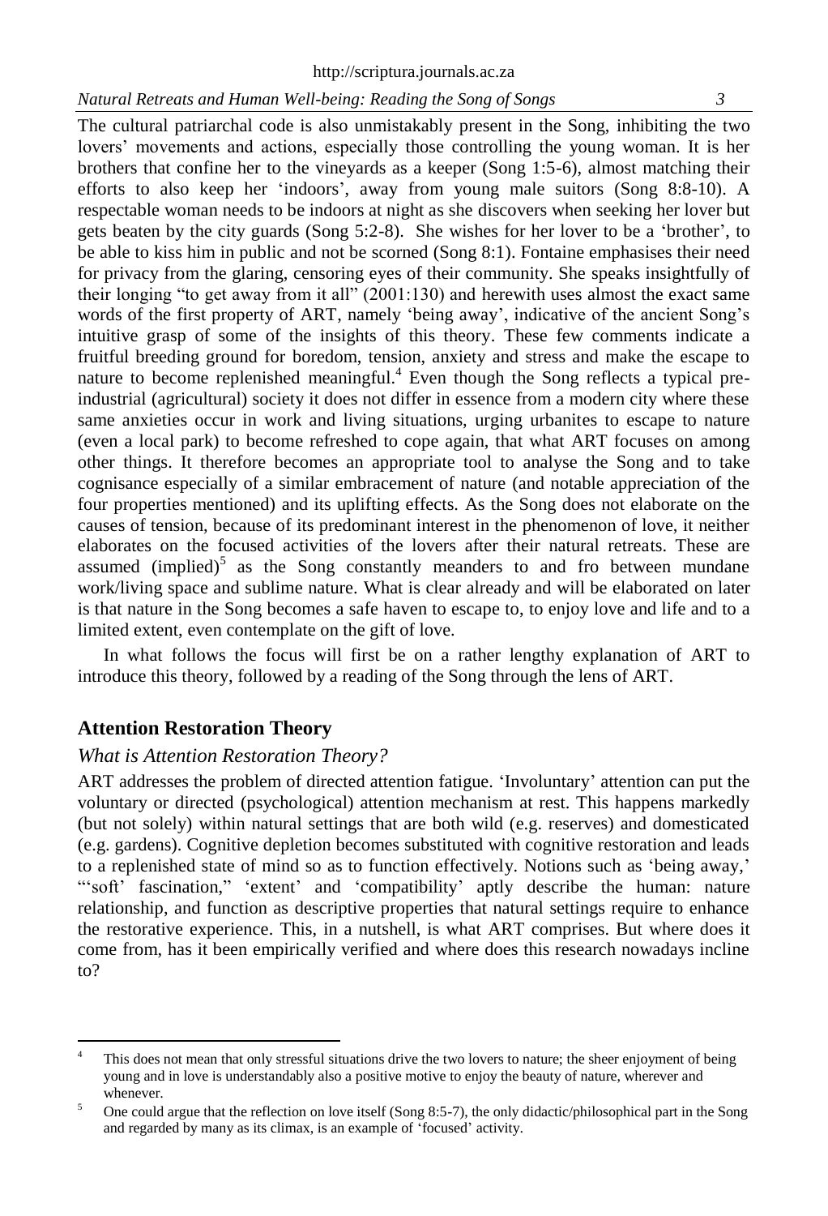The cultural patriarchal code is also unmistakably present in the Song, inhibiting the two lovers' movements and actions, especially those controlling the young woman. It is her brothers that confine her to the vineyards as a keeper (Song 1:5-6), almost matching their efforts to also keep her 'indoors', away from young male suitors (Song 8:8-10). A respectable woman needs to be indoors at night as she discovers when seeking her lover but gets beaten by the city guards (Song 5:2-8). She wishes for her lover to be a 'brother', to be able to kiss him in public and not be scorned (Song 8:1). Fontaine emphasises their need for privacy from the glaring, censoring eyes of their community. She speaks insightfully of their longing "to get away from it all" (2001:130) and herewith uses almost the exact same words of the first property of ART, namely 'being away', indicative of the ancient Song's intuitive grasp of some of the insights of this theory. These few comments indicate a fruitful breeding ground for boredom, tension, anxiety and stress and make the escape to nature to become replenished meaningful.[4] Even though the Song reflects a typical pre-industrial (agricultural) society it does not differ in essence from a modern city where these same anxieties occur in work and living situations, urging urbanites to escape to nature (even a local park) to become refreshed to cope again, that what ART focuses on among other things. It therefore becomes an appropriate tool to analyse the Song and to take cognisance especially of a similar embracement of nature (and notable appreciation of the four properties mentioned) and its uplifting effects. As the Song does not elaborate on the causes of tension, because of its predominant interest in the phenomenon of love, it neither elaborates on the focused activities of the lovers after their natural retreats. These are assumed (implied)[5] as the Song constantly meanders to and fro between mundane work/living space and sublime nature. What is clear already and will be elaborated on later is that nature in the Song becomes a safe haven to escape to, to enjoy love and life and to a limited extent, even contemplate on the gift of love.

In what follows the focus will first be on a rather lengthy explanation of ART to introduce this theory, followed by a reading of the Song through the lens of ART.

## Attention Restoration Theory

### *What is Attention Restoration Theory?*

ART addresses the problem of directed attention fatigue. 'Involuntary' attention can put the voluntary or directed (psychological) attention mechanism at rest. This happens markedly (but not solely) within natural settings that are both wild (e.g. reserves) and domesticated (e.g. gardens). Cognitive depletion becomes substituted with cognitive restoration and leads to a replenished state of mind so as to function effectively. Notions such as 'being away,' "'soft' fascination," 'extent' and 'compatibility' aptly describe the human: nature relationship, and function as descriptive properties that natural settings require to enhance the restorative experience. This, in a nutshell, is what ART comprises. But where does it come from, has it been empirically verified and where does this research nowadays incline to?

---

[4] This does not mean that only stressful situations drive the two lovers to nature; the sheer enjoyment of being young and in love is understandably also a positive motive to enjoy the beauty of nature, wherever and whenever.

[5] One could argue that the reflection on love itself (Song 8:5-7), the only didactic/philosophical part in the Song and regarded by many as its climax, is an example of 'focused' activity.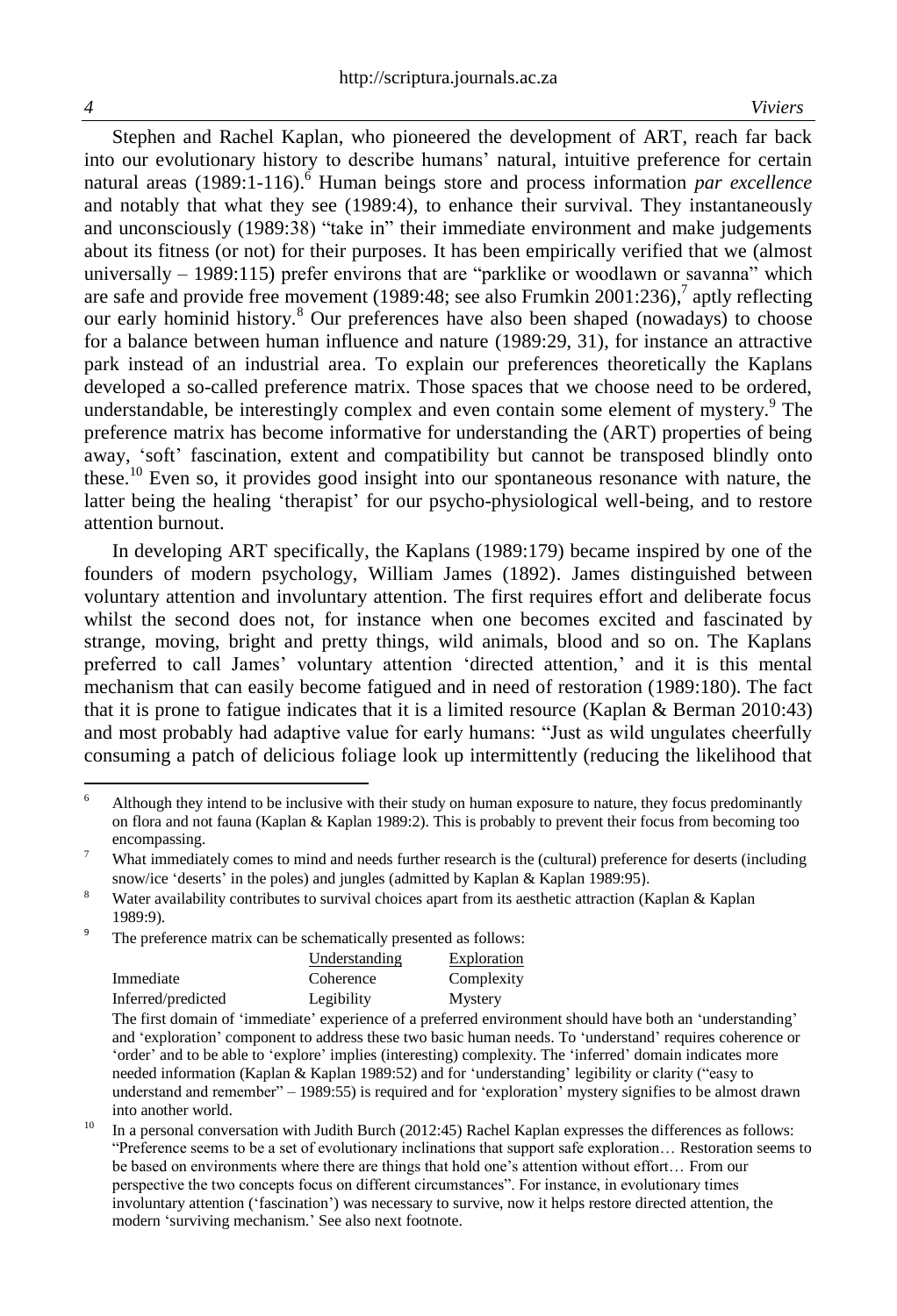Stephen and Rachel Kaplan, who pioneered the development of ART, reach far back into our evolutionary history to describe humans' natural, intuitive preference for certain natural areas (1989:1-116).[6] Human beings store and process information *par excellence* and notably that what they see (1989:4), to enhance their survival. They instantaneously and unconsciously (1989:38) "take in" their immediate environment and make judgements about its fitness (or not) for their purposes. It has been empirically verified that we (almost universally – 1989:115) prefer environs that are "parklike or woodlawn or savanna" which are safe and provide free movement (1989:48; see also Frumkin 2001:236),[7] aptly reflecting our early hominid history.[8] Our preferences have also been shaped (nowadays) to choose for a balance between human influence and nature (1989:29, 31), for instance an attractive park instead of an industrial area. To explain our preferences theoretically the Kaplans developed a so-called preference matrix. Those spaces that we choose need to be ordered, understandable, be interestingly complex and even contain some element of mystery.[9] The preference matrix has become informative for understanding the (ART) properties of being away, 'soft' fascination, extent and compatibility but cannot be transposed blindly onto these.[10] Even so, it provides good insight into our spontaneous resonance with nature, the latter being the healing 'therapist' for our psycho-physiological well-being, and to restore attention burnout.

In developing ART specifically, the Kaplans (1989:179) became inspired by one of the founders of modern psychology, William James (1892). James distinguished between voluntary attention and involuntary attention. The first requires effort and deliberate focus whilst the second does not, for instance when one becomes excited and fascinated by strange, moving, bright and pretty things, wild animals, blood and so on. The Kaplans preferred to call James' voluntary attention 'directed attention,' and it is this mental mechanism that can easily become fatigued and in need of restoration (1989:180). The fact that it is prone to fatigue indicates that it is a limited resource (Kaplan & Berman 2010:43) and most probably had adaptive value for early humans: "Just as wild ungulates cheerfully consuming a patch of delicious foliage look up intermittently (reducing the likelihood that

---

[6] Although they intend to be inclusive with their study on human exposure to nature, they focus predominantly on flora and not fauna (Kaplan & Kaplan 1989:2). This is probably to prevent their focus from becoming too encompassing.

[7] What immediately comes to mind and needs further research is the (cultural) preference for deserts (including snow/ice 'deserts' in the poles) and jungles (admitted by Kaplan & Kaplan 1989:95).

[8] Water availability contributes to survival choices apart from its aesthetic attraction (Kaplan & Kaplan 1989:9).

[9] The preference matrix can be schematically presented as follows:

| | Understanding | Exploration |
|---|---|---|
| Immediate | Coherence | Complexity |
| Inferred/predicted | Legibility | Mystery |

The first domain of 'immediate' experience of a preferred environment should have both an 'understanding' and 'exploration' component to address these two basic human needs. To 'understand' requires coherence or 'order' and to be able to 'explore' implies (interesting) complexity. The 'inferred' domain indicates more needed information (Kaplan & Kaplan 1989:52) and for 'understanding' legibility or clarity ("easy to understand and remember" – 1989:55) is required and for 'exploration' mystery signifies to be almost drawn into another world.

[10] In a personal conversation with Judith Burch (2012:45) Rachel Kaplan expresses the differences as follows: "Preference seems to be a set of evolutionary inclinations that support safe exploration… Restoration seems to be based on environments where there are things that hold one's attention without effort… From our perspective the two concepts focus on different circumstances". For instance, in evolutionary times involuntary attention ('fascination') was necessary to survive, now it helps restore directed attention, the modern 'surviving mechanism.' See also next footnote.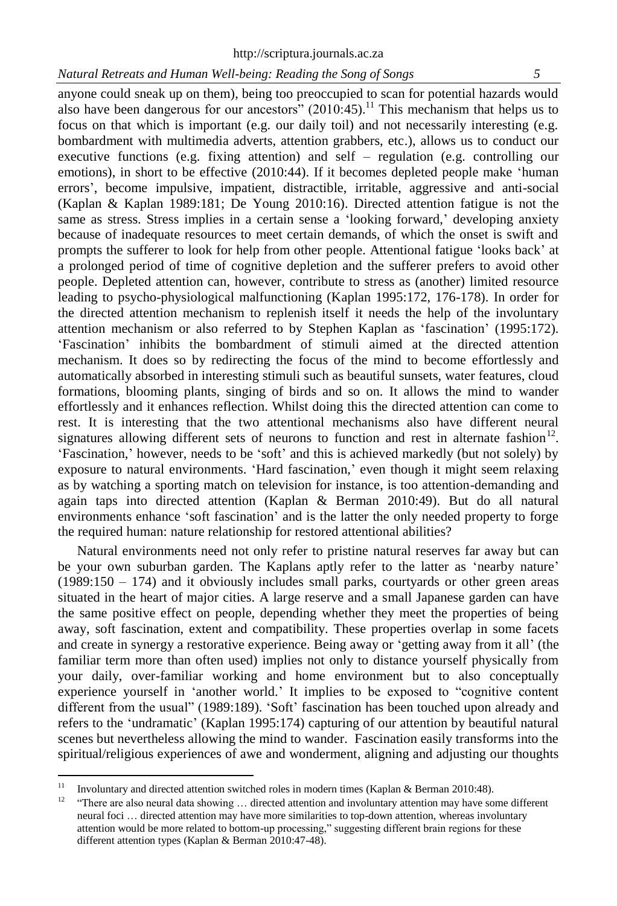anyone could sneak up on them), being too preoccupied to scan for potential hazards would also have been dangerous for our ancestors" (2010:45).[11] This mechanism that helps us to focus on that which is important (e.g. our daily toil) and not necessarily interesting (e.g. bombardment with multimedia adverts, attention grabbers, etc.), allows us to conduct our executive functions (e.g. fixing attention) and self – regulation (e.g. controlling our emotions), in short to be effective (2010:44). If it becomes depleted people make 'human errors', become impulsive, impatient, distractible, irritable, aggressive and anti-social (Kaplan & Kaplan 1989:181; De Young 2010:16). Directed attention fatigue is not the same as stress. Stress implies in a certain sense a 'looking forward,' developing anxiety because of inadequate resources to meet certain demands, of which the onset is swift and prompts the sufferer to look for help from other people. Attentional fatigue 'looks back' at a prolonged period of time of cognitive depletion and the sufferer prefers to avoid other people. Depleted attention can, however, contribute to stress as (another) limited resource leading to psycho-physiological malfunctioning (Kaplan 1995:172, 176-178). In order for the directed attention mechanism to replenish itself it needs the help of the involuntary attention mechanism or also referred to by Stephen Kaplan as 'fascination' (1995:172). 'Fascination' inhibits the bombardment of stimuli aimed at the directed attention mechanism. It does so by redirecting the focus of the mind to become effortlessly and automatically absorbed in interesting stimuli such as beautiful sunsets, water features, cloud formations, blooming plants, singing of birds and so on. It allows the mind to wander effortlessly and it enhances reflection. Whilst doing this the directed attention can come to rest. It is interesting that the two attentional mechanisms also have different neural signatures allowing different sets of neurons to function and rest in alternate fashion[12]. 'Fascination,' however, needs to be 'soft' and this is achieved markedly (but not solely) by exposure to natural environments. 'Hard fascination,' even though it might seem relaxing as by watching a sporting match on television for instance, is too attention-demanding and again taps into directed attention (Kaplan & Berman 2010:49). But do all natural environments enhance 'soft fascination' and is the latter the only needed property to forge the required human: nature relationship for restored attentional abilities?

Natural environments need not only refer to pristine natural reserves far away but can be your own suburban garden. The Kaplans aptly refer to the latter as 'nearby nature' (1989:150 – 174) and it obviously includes small parks, courtyards or other green areas situated in the heart of major cities. A large reserve and a small Japanese garden can have the same positive effect on people, depending whether they meet the properties of being away, soft fascination, extent and compatibility. These properties overlap in some facets and create in synergy a restorative experience. Being away or 'getting away from it all' (the familiar term more than often used) implies not only to distance yourself physically from your daily, over-familiar working and home environment but to also conceptually experience yourself in 'another world.' It implies to be exposed to "cognitive content different from the usual" (1989:189). 'Soft' fascination has been touched upon already and refers to the 'undramatic' (Kaplan 1995:174) capturing of our attention by beautiful natural scenes but nevertheless allowing the mind to wander. Fascination easily transforms into the spiritual/religious experiences of awe and wonderment, aligning and adjusting our thoughts

---

[11] Involuntary and directed attention switched roles in modern times (Kaplan & Berman 2010:48).

[12] "There are also neural data showing … directed attention and involuntary attention may have some different neural foci … directed attention may have more similarities to top-down attention, whereas involuntary attention would be more related to bottom-up processing," suggesting different brain regions for these different attention types (Kaplan & Berman 2010:47-48).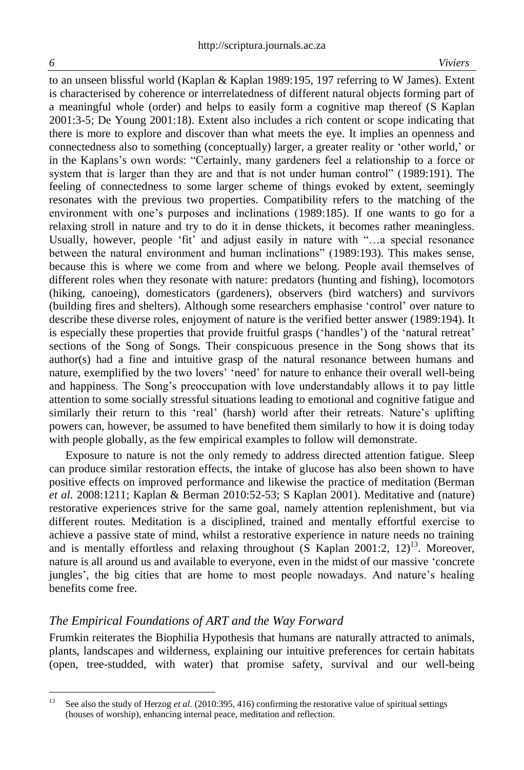to an unseen blissful world (Kaplan & Kaplan 1989:195, 197 referring to W James). Extent is characterised by coherence or interrelatedness of different natural objects forming part of a meaningful whole (order) and helps to easily form a cognitive map thereof (S Kaplan 2001:3-5; De Young 2001:18). Extent also includes a rich content or scope indicating that there is more to explore and discover than what meets the eye. It implies an openness and connectedness also to something (conceptually) larger, a greater reality or 'other world,' or in the Kaplans's own words: "Certainly, many gardeners feel a relationship to a force or system that is larger than they are and that is not under human control" (1989:191). The feeling of connectedness to some larger scheme of things evoked by extent, seemingly resonates with the previous two properties. Compatibility refers to the matching of the environment with one's purposes and inclinations (1989:185). If one wants to go for a relaxing stroll in nature and try to do it in dense thickets, it becomes rather meaningless. Usually, however, people 'fit' and adjust easily in nature with "…a special resonance between the natural environment and human inclinations" (1989:193). This makes sense, because this is where we come from and where we belong. People avail themselves of different roles when they resonate with nature: predators (hunting and fishing), locomotors (hiking, canoeing), domesticators (gardeners), observers (bird watchers) and survivors (building fires and shelters). Although some researchers emphasise 'control' over nature to describe these diverse roles, enjoyment of nature is the verified better answer (1989:194). It is especially these properties that provide fruitful grasps ('handles') of the 'natural retreat' sections of the Song of Songs. Their conspicuous presence in the Song shows that its author(s) had a fine and intuitive grasp of the natural resonance between humans and nature, exemplified by the two lovers' 'need' for nature to enhance their overall well-being and happiness. The Song's preoccupation with love understandably allows it to pay little attention to some socially stressful situations leading to emotional and cognitive fatigue and similarly their return to this 'real' (harsh) world after their retreats. Nature's uplifting powers can, however, be assumed to have benefited them similarly to how it is doing today with people globally, as the few empirical examples to follow will demonstrate.

Exposure to nature is not the only remedy to address directed attention fatigue. Sleep can produce similar restoration effects, the intake of glucose has also been shown to have positive effects on improved performance and likewise the practice of meditation (Berman *et al.* 2008:1211; Kaplan & Berman 2010:52-53; S Kaplan 2001). Meditative and (nature) restorative experiences strive for the same goal, namely attention replenishment, but via different routes. Meditation is a disciplined, trained and mentally effortful exercise to achieve a passive state of mind, whilst a restorative experience in nature needs no training and is mentally effortless and relaxing throughout (S Kaplan 2001:2, 12)[13]. Moreover, nature is all around us and available to everyone, even in the midst of our massive 'concrete jungles', the big cities that are home to most people nowadays. And nature's healing benefits come free.

## *The Empirical Foundations of ART and the Way Forward*

Frumkin reiterates the Biophilia Hypothesis that humans are naturally attracted to animals, plants, landscapes and wilderness, explaining our intuitive preferences for certain habitats (open, tree-studded, with water) that promise safety, survival and our well-being

---

[13] See also the study of Herzog *et al.* (2010:395, 416) confirming the restorative value of spiritual settings (houses of worship), enhancing internal peace, meditation and reflection.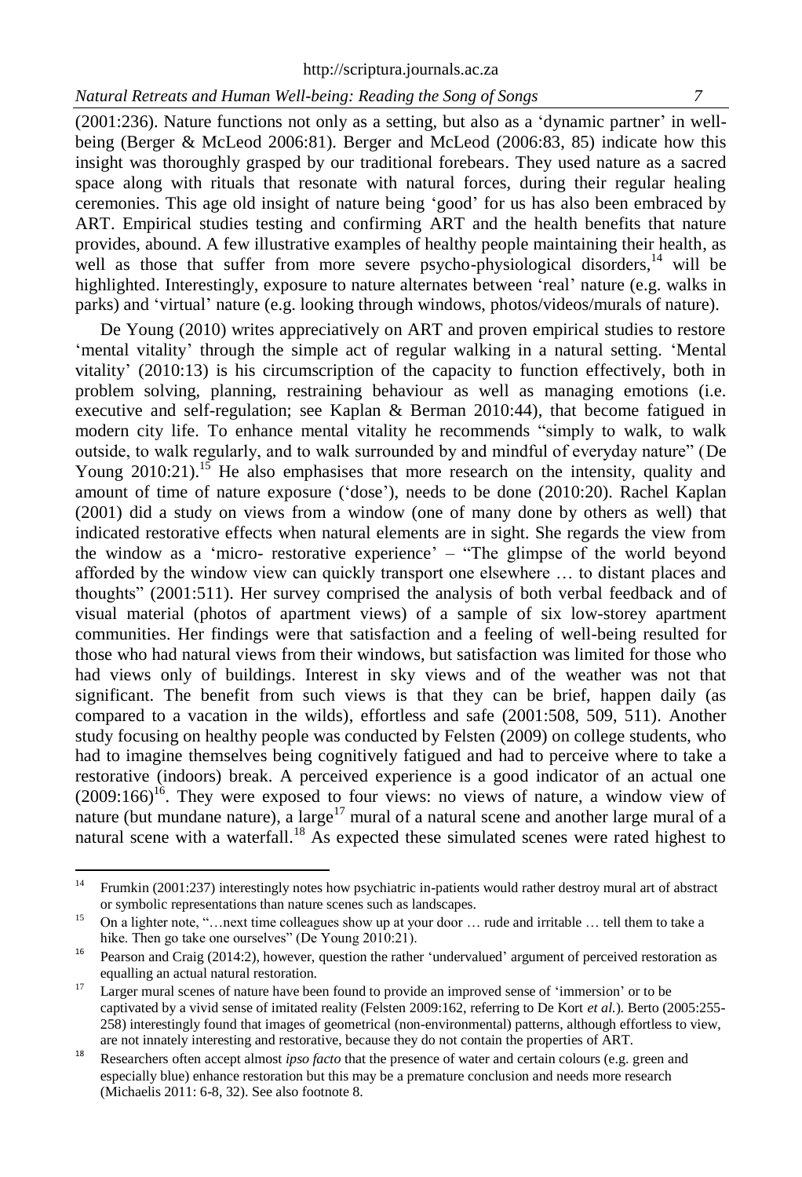(2001:236). Nature functions not only as a setting, but also as a 'dynamic partner' in well-being (Berger & McLeod 2006:81). Berger and McLeod (2006:83, 85) indicate how this insight was thoroughly grasped by our traditional forebears. They used nature as a sacred space along with rituals that resonate with natural forces, during their regular healing ceremonies. This age old insight of nature being 'good' for us has also been embraced by ART. Empirical studies testing and confirming ART and the health benefits that nature provides, abound. A few illustrative examples of healthy people maintaining their health, as well as those that suffer from more severe psycho-physiological disorders,[14] will be highlighted. Interestingly, exposure to nature alternates between 'real' nature (e.g. walks in parks) and 'virtual' nature (e.g. looking through windows, photos/videos/murals of nature).

De Young (2010) writes appreciatively on ART and proven empirical studies to restore 'mental vitality' through the simple act of regular walking in a natural setting. 'Mental vitality' (2010:13) is his circumscription of the capacity to function effectively, both in problem solving, planning, restraining behaviour as well as managing emotions (i.e. executive and self-regulation; see Kaplan & Berman 2010:44), that become fatigued in modern city life. To enhance mental vitality he recommends "simply to walk, to walk outside, to walk regularly, and to walk surrounded by and mindful of everyday nature" (De Young 2010:21).[15] He also emphasises that more research on the intensity, quality and amount of time of nature exposure ('dose'), needs to be done (2010:20). Rachel Kaplan (2001) did a study on views from a window (one of many done by others as well) that indicated restorative effects when natural elements are in sight. She regards the view from the window as a 'micro- restorative experience' – "The glimpse of the world beyond afforded by the window view can quickly transport one elsewhere … to distant places and thoughts" (2001:511). Her survey comprised the analysis of both verbal feedback and of visual material (photos of apartment views) of a sample of six low-storey apartment communities. Her findings were that satisfaction and a feeling of well-being resulted for those who had natural views from their windows, but satisfaction was limited for those who had views only of buildings. Interest in sky views and of the weather was not that significant. The benefit from such views is that they can be brief, happen daily (as compared to a vacation in the wilds), effortless and safe (2001:508, 509, 511). Another study focusing on healthy people was conducted by Felsten (2009) on college students, who had to imagine themselves being cognitively fatigued and had to perceive where to take a restorative (indoors) break. A perceived experience is a good indicator of an actual one (2009:166)[16]. They were exposed to four views: no views of nature, a window view of nature (but mundane nature), a large[17] mural of a natural scene and another large mural of a natural scene with a waterfall.[18] As expected these simulated scenes were rated highest to

---

[14] Frumkin (2001:237) interestingly notes how psychiatric in-patients would rather destroy mural art of abstract or symbolic representations than nature scenes such as landscapes.

[15] On a lighter note, "…next time colleagues show up at your door … rude and irritable … tell them to take a hike. Then go take one ourselves" (De Young 2010:21).

[16] Pearson and Craig (2014:2), however, question the rather 'undervalued' argument of perceived restoration as equalling an actual natural restoration.

[17] Larger mural scenes of nature have been found to provide an improved sense of 'immersion' or to be captivated by a vivid sense of imitated reality (Felsten 2009:162, referring to De Kort *et al.*). Berto (2005:255-258) interestingly found that images of geometrical (non-environmental) patterns, although effortless to view, are not innately interesting and restorative, because they do not contain the properties of ART.

[18] Researchers often accept almost *ipso facto* that the presence of water and certain colours (e.g. green and especially blue) enhance restoration but this may be a premature conclusion and needs more research (Michaelis 2011: 6-8, 32). See also footnote 8.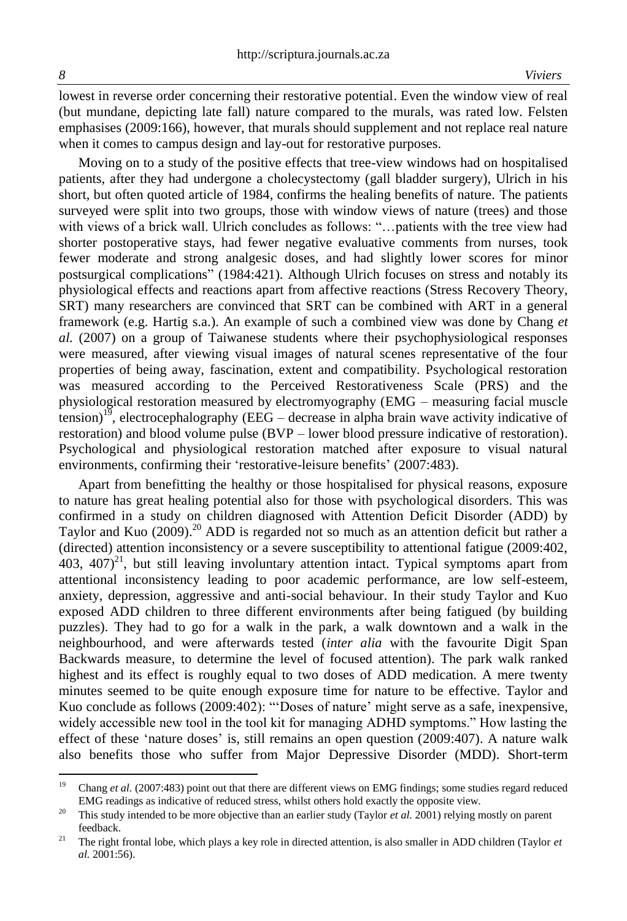lowest in reverse order concerning their restorative potential. Even the window view of real (but mundane, depicting late fall) nature compared to the murals, was rated low. Felsten emphasises (2009:166), however, that murals should supplement and not replace real nature when it comes to campus design and lay-out for restorative purposes.

Moving on to a study of the positive effects that tree-view windows had on hospitalised patients, after they had undergone a cholecystectomy (gall bladder surgery), Ulrich in his short, but often quoted article of 1984, confirms the healing benefits of nature. The patients surveyed were split into two groups, those with window views of nature (trees) and those with views of a brick wall. Ulrich concludes as follows: "…patients with the tree view had shorter postoperative stays, had fewer negative evaluative comments from nurses, took fewer moderate and strong analgesic doses, and had slightly lower scores for minor postsurgical complications" (1984:421). Although Ulrich focuses on stress and notably its physiological effects and reactions apart from affective reactions (Stress Recovery Theory, SRT) many researchers are convinced that SRT can be combined with ART in a general framework (e.g. Hartig s.a.). An example of such a combined view was done by Chang *et al.* (2007) on a group of Taiwanese students where their psychophysiological responses were measured, after viewing visual images of natural scenes representative of the four properties of being away, fascination, extent and compatibility. Psychological restoration was measured according to the Perceived Restorativeness Scale (PRS) and the physiological restoration measured by electromyography (EMG – measuring facial muscle tension)[19], electrocephalography (EEG – decrease in alpha brain wave activity indicative of restoration) and blood volume pulse (BVP – lower blood pressure indicative of restoration). Psychological and physiological restoration matched after exposure to visual natural environments, confirming their 'restorative-leisure benefits' (2007:483).

Apart from benefitting the healthy or those hospitalised for physical reasons, exposure to nature has great healing potential also for those with psychological disorders. This was confirmed in a study on children diagnosed with Attention Deficit Disorder (ADD) by Taylor and Kuo (2009).[20] ADD is regarded not so much as an attention deficit but rather a (directed) attention inconsistency or a severe susceptibility to attentional fatigue (2009:402, 403, 407)[21], but still leaving involuntary attention intact. Typical symptoms apart from attentional inconsistency leading to poor academic performance, are low self-esteem, anxiety, depression, aggressive and anti-social behaviour. In their study Taylor and Kuo exposed ADD children to three different environments after being fatigued (by building puzzles). They had to go for a walk in the park, a walk downtown and a walk in the neighbourhood, and were afterwards tested (*inter alia* with the favourite Digit Span Backwards measure, to determine the level of focused attention). The park walk ranked highest and its effect is roughly equal to two doses of ADD medication. A mere twenty minutes seemed to be quite enough exposure time for nature to be effective. Taylor and Kuo conclude as follows (2009:402): "'Doses of nature' might serve as a safe, inexpensive, widely accessible new tool in the tool kit for managing ADHD symptoms." How lasting the effect of these 'nature doses' is, still remains an open question (2009:407). A nature walk also benefits those who suffer from Major Depressive Disorder (MDD). Short-term

---

[19] Chang *et al.* (2007:483) point out that there are different views on EMG findings; some studies regard reduced EMG readings as indicative of reduced stress, whilst others hold exactly the opposite view.

[20] This study intended to be more objective than an earlier study (Taylor *et al.* 2001) relying mostly on parent feedback.

[21] The right frontal lobe, which plays a key role in directed attention, is also smaller in ADD children (Taylor *et al.* 2001:56).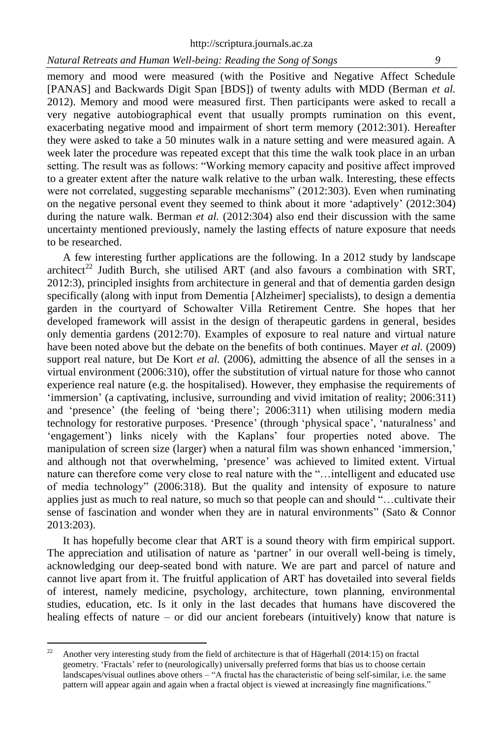memory and mood were measured (with the Positive and Negative Affect Schedule [PANAS] and Backwards Digit Span [BDS]) of twenty adults with MDD (Berman *et al.* 2012). Memory and mood were measured first. Then participants were asked to recall a very negative autobiographical event that usually prompts rumination on this event, exacerbating negative mood and impairment of short term memory (2012:301). Hereafter they were asked to take a 50 minutes walk in a nature setting and were measured again. A week later the procedure was repeated except that this time the walk took place in an urban setting. The result was as follows: "Working memory capacity and positive affect improved to a greater extent after the nature walk relative to the urban walk. Interesting, these effects were not correlated, suggesting separable mechanisms" (2012:303). Even when ruminating on the negative personal event they seemed to think about it more 'adaptively' (2012:304) during the nature walk. Berman *et al.* (2012:304) also end their discussion with the same uncertainty mentioned previously, namely the lasting effects of nature exposure that needs to be researched.

A few interesting further applications are the following. In a 2012 study by landscape architect[22] Judith Burch, she utilised ART (and also favours a combination with SRT, 2012:3), principled insights from architecture in general and that of dementia garden design specifically (along with input from Dementia [Alzheimer] specialists), to design a dementia garden in the courtyard of Schowalter Villa Retirement Centre. She hopes that her developed framework will assist in the design of therapeutic gardens in general, besides only dementia gardens (2012:70). Examples of exposure to real nature and virtual nature have been noted above but the debate on the benefits of both continues. Mayer *et al.* (2009) support real nature, but De Kort *et al.* (2006), admitting the absence of all the senses in a virtual environment (2006:310), offer the substitution of virtual nature for those who cannot experience real nature (e.g. the hospitalised). However, they emphasise the requirements of 'immersion' (a captivating, inclusive, surrounding and vivid imitation of reality; 2006:311) and 'presence' (the feeling of 'being there'; 2006:311) when utilising modern media technology for restorative purposes. 'Presence' (through 'physical space', 'naturalness' and 'engagement') links nicely with the Kaplans' four properties noted above. The manipulation of screen size (larger) when a natural film was shown enhanced 'immersion,' and although not that overwhelming, 'presence' was achieved to limited extent. Virtual nature can therefore come very close to real nature with the "…intelligent and educated use of media technology" (2006:318). But the quality and intensity of exposure to nature applies just as much to real nature, so much so that people can and should "…cultivate their sense of fascination and wonder when they are in natural environments" (Sato & Connor 2013:203).

It has hopefully become clear that ART is a sound theory with firm empirical support. The appreciation and utilisation of nature as 'partner' in our overall well-being is timely, acknowledging our deep-seated bond with nature. We are part and parcel of nature and cannot live apart from it. The fruitful application of ART has dovetailed into several fields of interest, namely medicine, psychology, architecture, town planning, environmental studies, education, etc. Is it only in the last decades that humans have discovered the healing effects of nature – or did our ancient forebears (intuitively) know that nature is

---

[22] Another very interesting study from the field of architecture is that of Hägerhall (2014:15) on fractal geometry. 'Fractals' refer to (neurologically) universally preferred forms that bias us to choose certain landscapes/visual outlines above others – "A fractal has the characteristic of being self-similar, i.e. the same pattern will appear again and again when a fractal object is viewed at increasingly fine magnifications."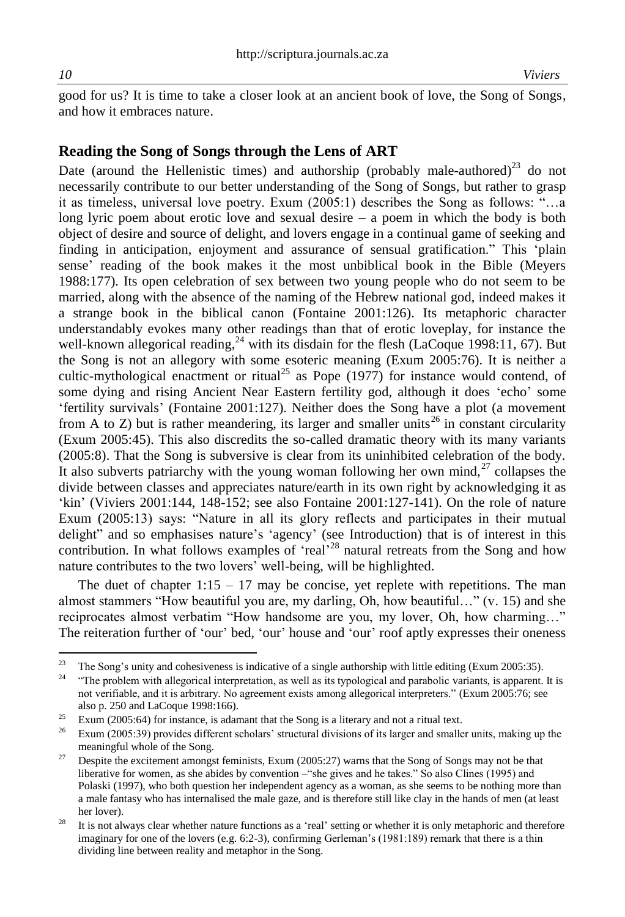good for us? It is time to take a closer look at an ancient book of love, the Song of Songs, and how it embraces nature.

## Reading the Song of Songs through the Lens of ART

Date (around the Hellenistic times) and authorship (probably male-authored)[23] do not necessarily contribute to our better understanding of the Song of Songs, but rather to grasp it as timeless, universal love poetry. Exum (2005:1) describes the Song as follows: "…a long lyric poem about erotic love and sexual desire – a poem in which the body is both object of desire and source of delight, and lovers engage in a continual game of seeking and finding in anticipation, enjoyment and assurance of sensual gratification." This 'plain sense' reading of the book makes it the most unbiblical book in the Bible (Meyers 1988:177). Its open celebration of sex between two young people who do not seem to be married, along with the absence of the naming of the Hebrew national god, indeed makes it a strange book in the biblical canon (Fontaine 2001:126). Its metaphoric character understandably evokes many other readings than that of erotic loveplay, for instance the well-known allegorical reading,[24] with its disdain for the flesh (LaCoque 1998:11, 67). But the Song is not an allegory with some esoteric meaning (Exum 2005:76). It is neither a cultic-mythological enactment or ritual[25] as Pope (1977) for instance would contend, of some dying and rising Ancient Near Eastern fertility god, although it does 'echo' some 'fertility survivals' (Fontaine 2001:127). Neither does the Song have a plot (a movement from A to Z) but is rather meandering, its larger and smaller units[26] in constant circularity (Exum 2005:45). This also discredits the so-called dramatic theory with its many variants (2005:8). That the Song is subversive is clear from its uninhibited celebration of the body. It also subverts patriarchy with the young woman following her own mind,[27] collapses the divide between classes and appreciates nature/earth in its own right by acknowledging it as 'kin' (Viviers 2001:144, 148-152; see also Fontaine 2001:127-141). On the role of nature Exum (2005:13) says: "Nature in all its glory reflects and participates in their mutual delight" and so emphasises nature's 'agency' (see Introduction) that is of interest in this contribution. In what follows examples of 'real'[28] natural retreats from the Song and how nature contributes to the two lovers' well-being, will be highlighted.

The duet of chapter 1:15 – 17 may be concise, yet replete with repetitions. The man almost stammers "How beautiful you are, my darling, Oh, how beautiful…" (v. 15) and she reciprocates almost verbatim "How handsome are you, my lover, Oh, how charming…" The reiteration further of 'our' bed, 'our' house and 'our' roof aptly expresses their oneness

---

[23] The Song's unity and cohesiveness is indicative of a single authorship with little editing (Exum 2005:35).

[24] "The problem with allegorical interpretation, as well as its typological and parabolic variants, is apparent. It is not verifiable, and it is arbitrary. No agreement exists among allegorical interpreters." (Exum 2005:76; see also p. 250 and LaCoque 1998:166).

[25] Exum (2005:64) for instance, is adamant that the Song is a literary and not a ritual text.

[26] Exum (2005:39) provides different scholars' structural divisions of its larger and smaller units, making up the meaningful whole of the Song.

[27] Despite the excitement amongst feminists, Exum (2005:27) warns that the Song of Songs may not be that liberative for women, as she abides by convention –"she gives and he takes." So also Clines (1995) and Polaski (1997), who both question her independent agency as a woman, as she seems to be nothing more than a male fantasy who has internalised the male gaze, and is therefore still like clay in the hands of men (at least her lover).

[28] It is not always clear whether nature functions as a 'real' setting or whether it is only metaphoric and therefore imaginary for one of the lovers (e.g. 6:2-3), confirming Gerleman's (1981:189) remark that there is a thin dividing line between reality and metaphor in the Song.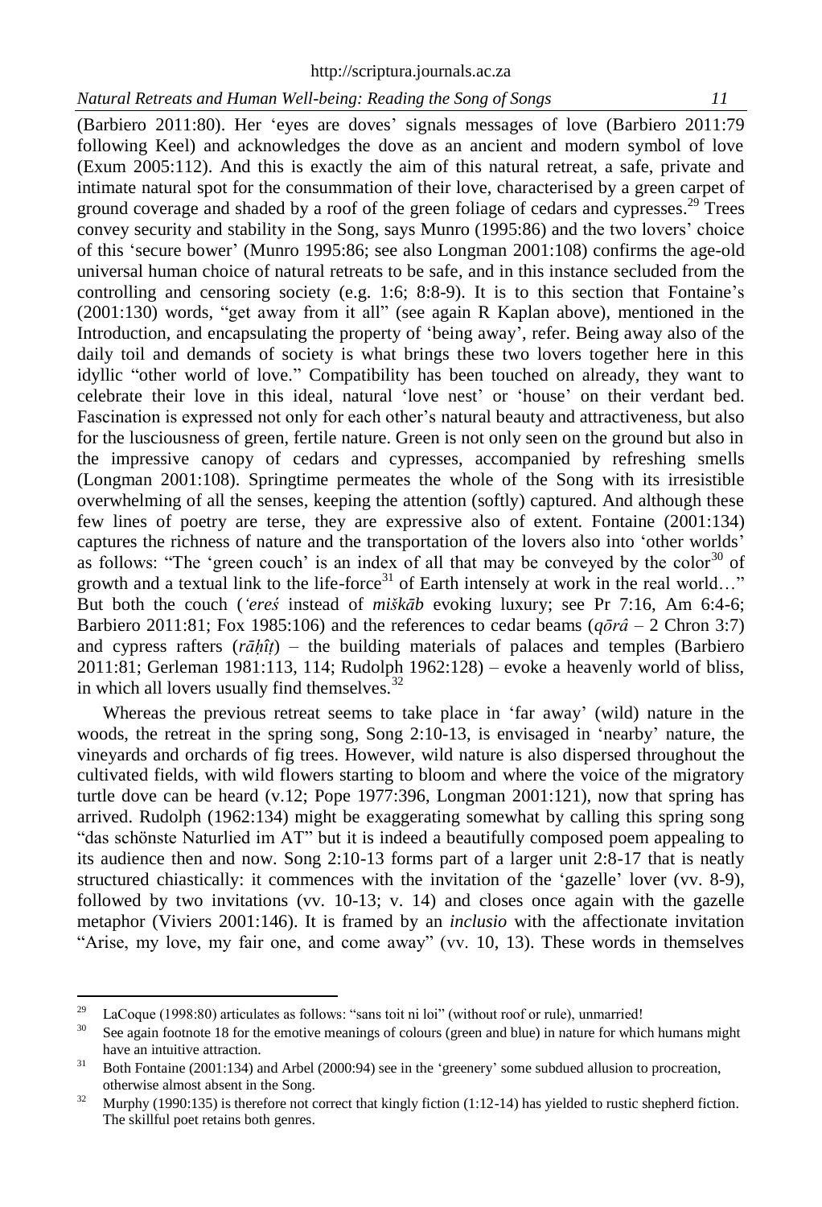(Barbiero 2011:80). Her 'eyes are doves' signals messages of love (Barbiero 2011:79 following Keel) and acknowledges the dove as an ancient and modern symbol of love (Exum 2005:112). And this is exactly the aim of this natural retreat, a safe, private and intimate natural spot for the consummation of their love, characterised by a green carpet of ground coverage and shaded by a roof of the green foliage of cedars and cypresses.[29] Trees convey security and stability in the Song, says Munro (1995:86) and the two lovers' choice of this 'secure bower' (Munro 1995:86; see also Longman 2001:108) confirms the age-old universal human choice of natural retreats to be safe, and in this instance secluded from the controlling and censoring society (e.g. 1:6; 8:8-9). It is to this section that Fontaine's (2001:130) words, "get away from it all" (see again R Kaplan above), mentioned in the Introduction, and encapsulating the property of 'being away', refer. Being away also of the daily toil and demands of society is what brings these two lovers together here in this idyllic "other world of love." Compatibility has been touched on already, they want to celebrate their love in this ideal, natural 'love nest' or 'house' on their verdant bed. Fascination is expressed not only for each other's natural beauty and attractiveness, but also for the lusciousness of green, fertile nature. Green is not only seen on the ground but also in the impressive canopy of cedars and cypresses, accompanied by refreshing smells (Longman 2001:108). Springtime permeates the whole of the Song with its irresistible overwhelming of all the senses, keeping the attention (softly) captured. And although these few lines of poetry are terse, they are expressive also of extent. Fontaine (2001:134) captures the richness of nature and the transportation of the lovers also into 'other worlds' as follows: "The 'green couch' is an index of all that may be conveyed by the color[30] of growth and a textual link to the life-force[31] of Earth intensely at work in the real world…" But both the couch (*'ereś* instead of *miškāb* evoking luxury; see Pr 7:16, Am 6:4-6; Barbiero 2011:81; Fox 1985:106) and the references to cedar beams (*qōrâ* – 2 Chron 3:7) and cypress rafters (*rāḥîṭ*) – the building materials of palaces and temples (Barbiero 2011:81; Gerleman 1981:113, 114; Rudolph 1962:128) – evoke a heavenly world of bliss, in which all lovers usually find themselves.[32]

Whereas the previous retreat seems to take place in 'far away' (wild) nature in the woods, the retreat in the spring song, Song 2:10-13, is envisaged in 'nearby' nature, the vineyards and orchards of fig trees. However, wild nature is also dispersed throughout the cultivated fields, with wild flowers starting to bloom and where the voice of the migratory turtle dove can be heard (v.12; Pope 1977:396, Longman 2001:121), now that spring has arrived. Rudolph (1962:134) might be exaggerating somewhat by calling this spring song "das schönste Naturlied im AT" but it is indeed a beautifully composed poem appealing to its audience then and now. Song 2:10-13 forms part of a larger unit 2:8-17 that is neatly structured chiastically: it commences with the invitation of the 'gazelle' lover (vv. 8-9), followed by two invitations (vv. 10-13; v. 14) and closes once again with the gazelle metaphor (Viviers 2001:146). It is framed by an *inclusio* with the affectionate invitation "Arise, my love, my fair one, and come away" (vv. 10, 13). These words in themselves

---

[29] LaCoque (1998:80) articulates as follows: "sans toit ni loi" (without roof or rule), unmarried!

[30] See again footnote 18 for the emotive meanings of colours (green and blue) in nature for which humans might have an intuitive attraction.

[31] Both Fontaine (2001:134) and Arbel (2000:94) see in the 'greenery' some subdued allusion to procreation, otherwise almost absent in the Song.

[32] Murphy (1990:135) is therefore not correct that kingly fiction (1:12-14) has yielded to rustic shepherd fiction. The skillful poet retains both genres.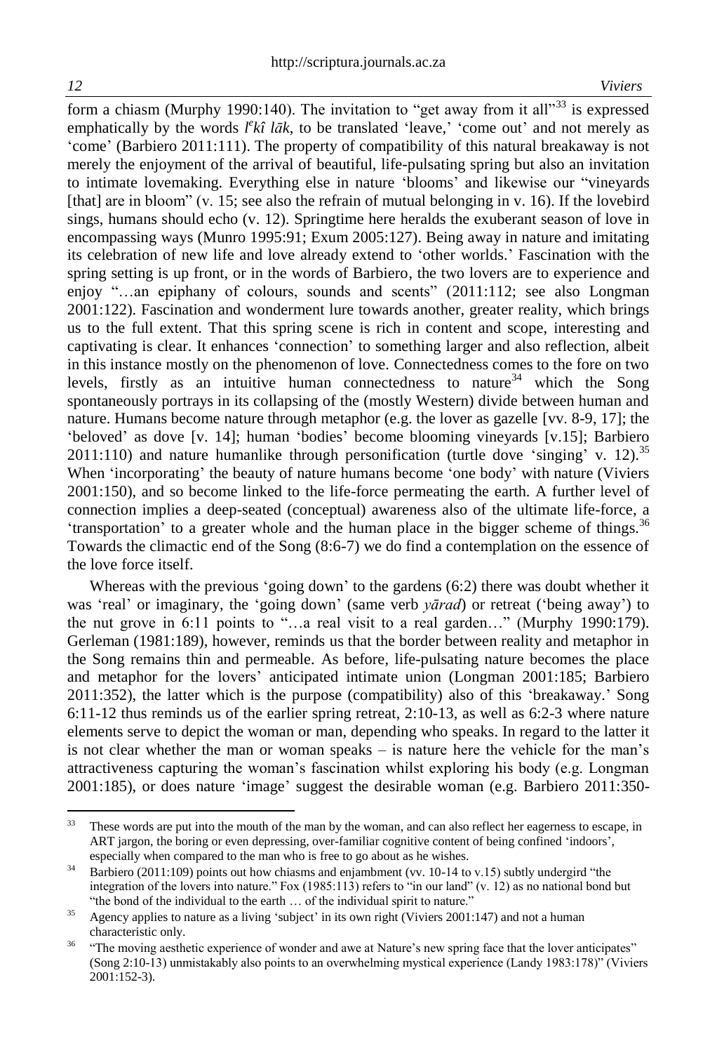form a chiasm (Murphy 1990:140). The invitation to "get away from it all"[33] is expressed emphatically by the words *lᵉkî lāk*, to be translated 'leave,' 'come out' and not merely as 'come' (Barbiero 2011:111). The property of compatibility of this natural breakaway is not merely the enjoyment of the arrival of beautiful, life-pulsating spring but also an invitation to intimate lovemaking. Everything else in nature 'blooms' and likewise our "vineyards [that] are in bloom" (v. 15; see also the refrain of mutual belonging in v. 16). If the lovebird sings, humans should echo (v. 12). Springtime here heralds the exuberant season of love in encompassing ways (Munro 1995:91; Exum 2005:127). Being away in nature and imitating its celebration of new life and love already extend to 'other worlds.' Fascination with the spring setting is up front, or in the words of Barbiero, the two lovers are to experience and enjoy "…an epiphany of colours, sounds and scents" (2011:112; see also Longman 2001:122). Fascination and wonderment lure towards another, greater reality, which brings us to the full extent. That this spring scene is rich in content and scope, interesting and captivating is clear. It enhances 'connection' to something larger and also reflection, albeit in this instance mostly on the phenomenon of love. Connectedness comes to the fore on two levels, firstly as an intuitive human connectedness to nature[34] which the Song spontaneously portrays in its collapsing of the (mostly Western) divide between human and nature. Humans become nature through metaphor (e.g. the lover as gazelle [vv. 8-9, 17]; the 'beloved' as dove [v. 14]; human 'bodies' become blooming vineyards [v.15]; Barbiero 2011:110) and nature humanlike through personification (turtle dove 'singing' v. 12).[35] When 'incorporating' the beauty of nature humans become 'one body' with nature (Viviers 2001:150), and so become linked to the life-force permeating the earth. A further level of connection implies a deep-seated (conceptual) awareness also of the ultimate life-force, a 'transportation' to a greater whole and the human place in the bigger scheme of things.[36] Towards the climactic end of the Song (8:6-7) we do find a contemplation on the essence of the love force itself.

Whereas with the previous 'going down' to the gardens (6:2) there was doubt whether it was 'real' or imaginary, the 'going down' (same verb *yārad*) or retreat ('being away') to the nut grove in 6:11 points to "…a real visit to a real garden…" (Murphy 1990:179). Gerleman (1981:189), however, reminds us that the border between reality and metaphor in the Song remains thin and permeable. As before, life-pulsating nature becomes the place and metaphor for the lovers' anticipated intimate union (Longman 2001:185; Barbiero 2011:352), the latter which is the purpose (compatibility) also of this 'breakaway.' Song 6:11-12 thus reminds us of the earlier spring retreat, 2:10-13, as well as 6:2-3 where nature elements serve to depict the woman or man, depending who speaks. In regard to the latter it is not clear whether the man or woman speaks – is nature here the vehicle for the man's attractiveness capturing the woman's fascination whilst exploring his body (e.g. Longman 2001:185), or does nature 'image' suggest the desirable woman (e.g. Barbiero 2011:350-

---

[33] These words are put into the mouth of the man by the woman, and can also reflect her eagerness to escape, in ART jargon, the boring or even depressing, over-familiar cognitive content of being confined 'indoors', especially when compared to the man who is free to go about as he wishes.

[34] Barbiero (2011:109) points out how chiasms and enjambment (vv. 10-14 to v.15) subtly undergird "the integration of the lovers into nature." Fox (1985:113) refers to "in our land" (v. 12) as no national bond but "the bond of the individual to the earth … of the individual spirit to nature."

[35] Agency applies to nature as a living 'subject' in its own right (Viviers 2001:147) and not a human characteristic only.

[36] "The moving aesthetic experience of wonder and awe at Nature's new spring face that the lover anticipates" (Song 2:10-13) unmistakably also points to an overwhelming mystical experience (Landy 1983:178)" (Viviers 2001:152-3).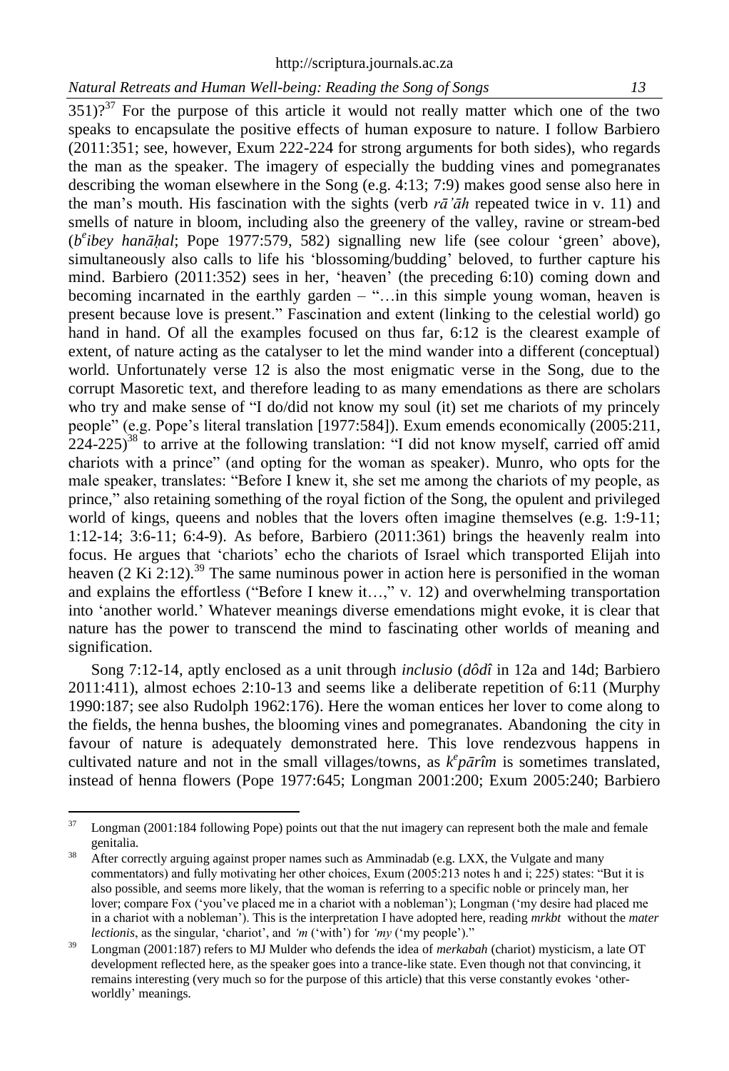351)?[37] For the purpose of this article it would not really matter which one of the two speaks to encapsulate the positive effects of human exposure to nature. I follow Barbiero (2011:351; see, however, Exum 222-224 for strong arguments for both sides), who regards the man as the speaker. The imagery of especially the budding vines and pomegranates describing the woman elsewhere in the Song (e.g. 4:13; 7:9) makes good sense also here in the man's mouth. His fascination with the sights (verb *rā'āh* repeated twice in v. 11) and smells of nature in bloom, including also the greenery of the valley, ravine or stream-bed (*b^e^ibey hanāḥal*; Pope 1977:579, 582) signalling new life (see colour 'green' above), simultaneously also calls to life his 'blossoming/budding' beloved, to further capture his mind. Barbiero (2011:352) sees in her, 'heaven' (the preceding 6:10) coming down and becoming incarnated in the earthly garden – "…in this simple young woman, heaven is present because love is present." Fascination and extent (linking to the celestial world) go hand in hand. Of all the examples focused on thus far, 6:12 is the clearest example of extent, of nature acting as the catalyser to let the mind wander into a different (conceptual) world. Unfortunately verse 12 is also the most enigmatic verse in the Song, due to the corrupt Masoretic text, and therefore leading to as many emendations as there are scholars who try and make sense of "I do/did not know my soul (it) set me chariots of my princely people" (e.g. Pope's literal translation [1977:584]). Exum emends economically (2005:211, 224-225)[38] to arrive at the following translation: "I did not know myself, carried off amid chariots with a prince" (and opting for the woman as speaker). Munro, who opts for the male speaker, translates: "Before I knew it, she set me among the chariots of my people, as prince," also retaining something of the royal fiction of the Song, the opulent and privileged world of kings, queens and nobles that the lovers often imagine themselves (e.g. 1:9-11; 1:12-14; 3:6-11; 6:4-9). As before, Barbiero (2011:361) brings the heavenly realm into focus. He argues that 'chariots' echo the chariots of Israel which transported Elijah into heaven (2 Ki 2:12).[39] The same numinous power in action here is personified in the woman and explains the effortless ("Before I knew it…," v. 12) and overwhelming transportation into 'another world.' Whatever meanings diverse emendations might evoke, it is clear that nature has the power to transcend the mind to fascinating other worlds of meaning and signification.

Song 7:12-14, aptly enclosed as a unit through *inclusio* (*dôdî* in 12a and 14d; Barbiero 2011:411), almost echoes 2:10-13 and seems like a deliberate repetition of 6:11 (Murphy 1990:187; see also Rudolph 1962:176). Here the woman entices her lover to come along to the fields, the henna bushes, the blooming vines and pomegranates. Abandoning the city in favour of nature is adequately demonstrated here. This love rendezvous happens in cultivated nature and not in the small villages/towns, as *k^e^pārîm* is sometimes translated, instead of henna flowers (Pope 1977:645; Longman 2001:200; Exum 2005:240; Barbiero

---

[37] Longman (2001:184 following Pope) points out that the nut imagery can represent both the male and female genitalia.

[38] After correctly arguing against proper names such as Amminadab (e.g. LXX, the Vulgate and many commentators) and fully motivating her other choices, Exum (2005:213 notes h and i; 225) states: "But it is also possible, and seems more likely, that the woman is referring to a specific noble or princely man, her lover; compare Fox ('you've placed me in a chariot with a nobleman'); Longman ('my desire had placed me in a chariot with a nobleman'). This is the interpretation I have adopted here, reading *mrkbt* without the *mater lectionis*, as the singular, 'chariot', and *'m* ('with') for *'my* ('my people')."

[39] Longman (2001:187) refers to MJ Mulder who defends the idea of *merkabah* (chariot) mysticism, a late OT development reflected here, as the speaker goes into a trance-like state. Even though not that convincing, it remains interesting (very much so for the purpose of this article) that this verse constantly evokes 'other-worldly' meanings.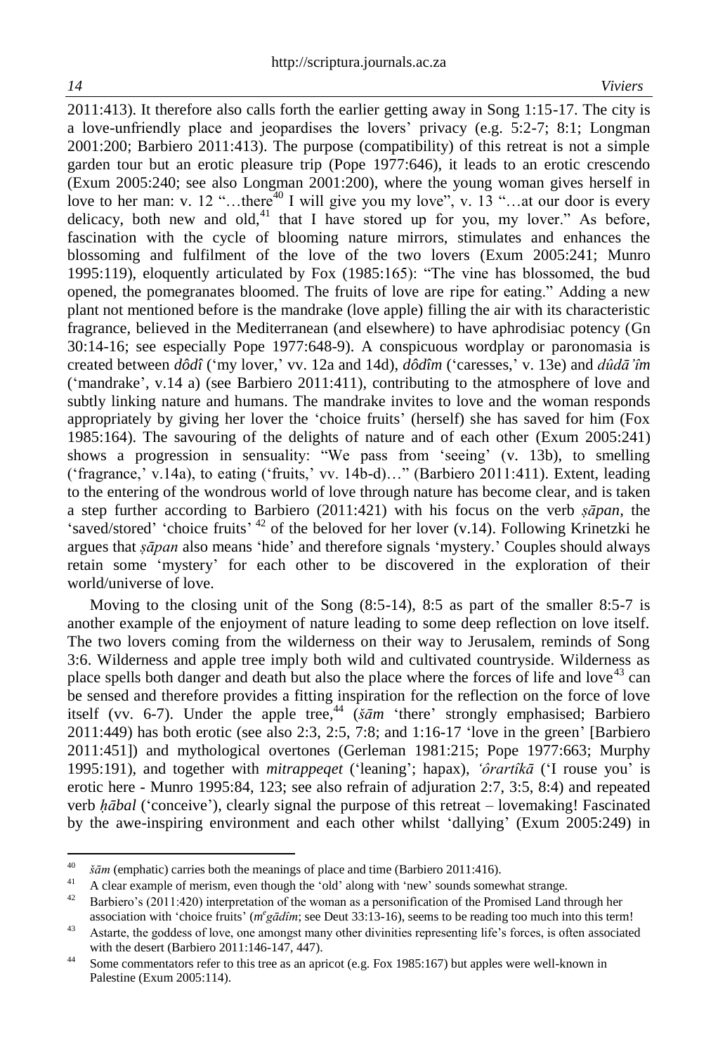2011:413). It therefore also calls forth the earlier getting away in Song 1:15-17. The city is a love-unfriendly place and jeopardises the lovers' privacy (e.g. 5:2-7; 8:1; Longman 2001:200; Barbiero 2011:413). The purpose (compatibility) of this retreat is not a simple garden tour but an erotic pleasure trip (Pope 1977:646), it leads to an erotic crescendo (Exum 2005:240; see also Longman 2001:200), where the young woman gives herself in love to her man: v. 12 "…there[40] I will give you my love", v. 13 "…at our door is every delicacy, both new and old,[41] that I have stored up for you, my lover." As before, fascination with the cycle of blooming nature mirrors, stimulates and enhances the blossoming and fulfilment of the love of the two lovers (Exum 2005:241; Munro 1995:119), eloquently articulated by Fox (1985:165): "The vine has blossomed, the bud opened, the pomegranates bloomed. The fruits of love are ripe for eating." Adding a new plant not mentioned before is the mandrake (love apple) filling the air with its characteristic fragrance, believed in the Mediterranean (and elsewhere) to have aphrodisiac potency (Gn 30:14-16; see especially Pope 1977:648-9). A conspicuous wordplay or paronomasia is created between *dôdî* ('my lover,' vv. 12a and 14d), *dôdîm* ('caresses,' v. 13e) and *dûdā'îm* ('mandrake', v.14 a) (see Barbiero 2011:411), contributing to the atmosphere of love and subtly linking nature and humans. The mandrake invites to love and the woman responds appropriately by giving her lover the 'choice fruits' (herself) she has saved for him (Fox 1985:164). The savouring of the delights of nature and of each other (Exum 2005:241) shows a progression in sensuality: "We pass from 'seeing' (v. 13b), to smelling ('fragrance,' v.14a), to eating ('fruits,' vv. 14b-d)…" (Barbiero 2011:411). Extent, leading to the entering of the wondrous world of love through nature has become clear, and is taken a step further according to Barbiero (2011:421) with his focus on the verb *ṣāpan*, the 'saved/stored' 'choice fruits'[42] of the beloved for her lover (v.14). Following Krinetzki he argues that *ṣāpan* also means 'hide' and therefore signals 'mystery.' Couples should always retain some 'mystery' for each other to be discovered in the exploration of their world/universe of love.

Moving to the closing unit of the Song (8:5-14), 8:5 as part of the smaller 8:5-7 is another example of the enjoyment of nature leading to some deep reflection on love itself. The two lovers coming from the wilderness on their way to Jerusalem, reminds of Song 3:6. Wilderness and apple tree imply both wild and cultivated countryside. Wilderness as place spells both danger and death but also the place where the forces of life and love[43] can be sensed and therefore provides a fitting inspiration for the reflection on the force of love itself (vv. 6-7). Under the apple tree,[44] (*šām* 'there' strongly emphasised; Barbiero 2011:449) has both erotic (see also 2:3, 2:5, 7:8; and 1:16-17 'love in the green' [Barbiero 2011:451]) and mythological overtones (Gerleman 1981:215; Pope 1977:663; Murphy 1995:191), and together with *mitrappeqet* ('leaning'; hapax), *'ôrartîkā* ('I rouse you' is erotic here - Munro 1995:84, 123; see also refrain of adjuration 2:7, 3:5, 8:4) and repeated verb *ḥābal* ('conceive'), clearly signal the purpose of this retreat – lovemaking! Fascinated by the awe-inspiring environment and each other whilst 'dallying' (Exum 2005:249) in

---

[40] *šām* (emphatic) carries both the meanings of place and time (Barbiero 2011:416).

[41] A clear example of merism, even though the 'old' along with 'new' sounds somewhat strange.

[42] Barbiero's (2011:420) interpretation of the woman as a personification of the Promised Land through her association with 'choice fruits' (*m^egādîm*; see Deut 33:13-16), seems to be reading too much into this term!

[43] Astarte, the goddess of love, one amongst many other divinities representing life's forces, is often associated with the desert (Barbiero 2011:146-147, 447).

[44] Some commentators refer to this tree as an apricot (e.g. Fox 1985:167) but apples were well-known in Palestine (Exum 2005:114).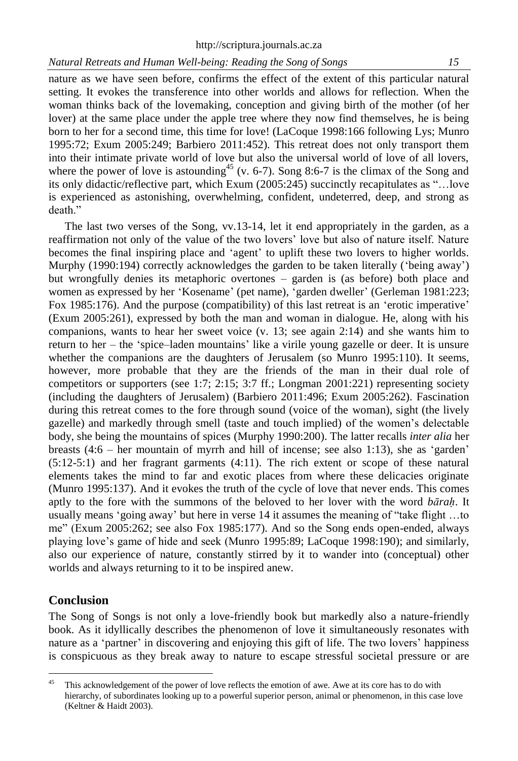nature as we have seen before, confirms the effect of the extent of this particular natural setting. It evokes the transference into other worlds and allows for reflection. When the woman thinks back of the lovemaking, conception and giving birth of the mother (of her lover) at the same place under the apple tree where they now find themselves, he is being born to her for a second time, this time for love! (LaCoque 1998:166 following Lys; Munro 1995:72; Exum 2005:249; Barbiero 2011:452). This retreat does not only transport them into their intimate private world of love but also the universal world of love of all lovers, where the power of love is astounding[45] (v. 6-7). Song 8:6-7 is the climax of the Song and its only didactic/reflective part, which Exum (2005:245) succinctly recapitulates as "…love is experienced as astonishing, overwhelming, confident, undeterred, deep, and strong as death."

The last two verses of the Song, vv.13-14, let it end appropriately in the garden, as a reaffirmation not only of the value of the two lovers' love but also of nature itself. Nature becomes the final inspiring place and 'agent' to uplift these two lovers to higher worlds. Murphy (1990:194) correctly acknowledges the garden to be taken literally ('being away') but wrongfully denies its metaphoric overtones – garden is (as before) both place and women as expressed by her 'Kosename' (pet name), 'garden dweller' (Gerleman 1981:223; Fox 1985:176). And the purpose (compatibility) of this last retreat is an 'erotic imperative' (Exum 2005:261), expressed by both the man and woman in dialogue. He, along with his companions, wants to hear her sweet voice (v. 13; see again 2:14) and she wants him to return to her – the 'spice–laden mountains' like a virile young gazelle or deer. It is unsure whether the companions are the daughters of Jerusalem (so Munro 1995:110). It seems, however, more probable that they are the friends of the man in their dual role of competitors or supporters (see 1:7; 2:15; 3:7 ff.; Longman 2001:221) representing society (including the daughters of Jerusalem) (Barbiero 2011:496; Exum 2005:262). Fascination during this retreat comes to the fore through sound (voice of the woman), sight (the lively gazelle) and markedly through smell (taste and touch implied) of the women's delectable body, she being the mountains of spices (Murphy 1990:200). The latter recalls *inter alia* her breasts (4:6 – her mountain of myrrh and hill of incense; see also 1:13), she as 'garden' (5:12-5:1) and her fragrant garments (4:11). The rich extent or scope of these natural elements takes the mind to far and exotic places from where these delicacies originate (Munro 1995:137). And it evokes the truth of the cycle of love that never ends. This comes aptly to the fore with the summons of the beloved to her lover with the word *bāraḥ*. It usually means 'going away' but here in verse 14 it assumes the meaning of "take flight …to me" (Exum 2005:262; see also Fox 1985:177). And so the Song ends open-ended, always playing love's game of hide and seek (Munro 1995:89; LaCoque 1998:190); and similarly, also our experience of nature, constantly stirred by it to wander into (conceptual) other worlds and always returning to it to be inspired anew.

## Conclusion

The Song of Songs is not only a love-friendly book but markedly also a nature-friendly book. As it idyllically describes the phenomenon of love it simultaneously resonates with nature as a 'partner' in discovering and enjoying this gift of life. The two lovers' happiness is conspicuous as they break away to nature to escape stressful societal pressure or are

---

[45] This acknowledgement of the power of love reflects the emotion of awe. Awe at its core has to do with hierarchy, of subordinates looking up to a powerful superior person, animal or phenomenon, in this case love (Keltner & Haidt 2003).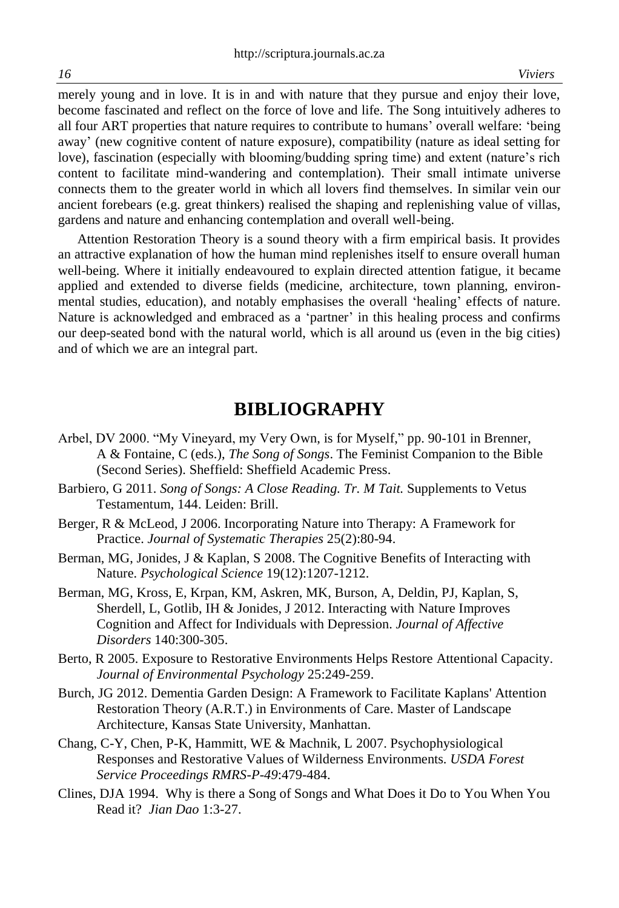merely young and in love. It is in and with nature that they pursue and enjoy their love, become fascinated and reflect on the force of love and life. The Song intuitively adheres to all four ART properties that nature requires to contribute to humans' overall welfare: 'being away' (new cognitive content of nature exposure), compatibility (nature as ideal setting for love), fascination (especially with blooming/budding spring time) and extent (nature's rich content to facilitate mind-wandering and contemplation). Their small intimate universe connects them to the greater world in which all lovers find themselves. In similar vein our ancient forebears (e.g. great thinkers) realised the shaping and replenishing value of villas, gardens and nature and enhancing contemplation and overall well-being.

Attention Restoration Theory is a sound theory with a firm empirical basis. It provides an attractive explanation of how the human mind replenishes itself to ensure overall human well-being. Where it initially endeavoured to explain directed attention fatigue, it became applied and extended to diverse fields (medicine, architecture, town planning, environmental studies, education), and notably emphasises the overall 'healing' effects of nature. Nature is acknowledged and embraced as a 'partner' in this healing process and confirms our deep-seated bond with the natural world, which is all around us (even in the big cities) and of which we are an integral part.

## BIBLIOGRAPHY

Arbel, DV 2000. "My Vineyard, my Very Own, is for Myself," pp. 90-101 in Brenner, A & Fontaine, C (eds.), *The Song of Songs*. The Feminist Companion to the Bible (Second Series). Sheffield: Sheffield Academic Press.

Barbiero, G 2011. *Song of Songs: A Close Reading. Tr. M Tait.* Supplements to Vetus Testamentum, 144. Leiden: Brill.

Berger, R & McLeod, J 2006. Incorporating Nature into Therapy: A Framework for Practice. *Journal of Systematic Therapies* 25(2):80-94.

Berman, MG, Jonides, J & Kaplan, S 2008. The Cognitive Benefits of Interacting with Nature. *Psychological Science* 19(12):1207-1212.

Berman, MG, Kross, E, Krpan, KM, Askren, MK, Burson, A, Deldin, PJ, Kaplan, S, Sherdell, L, Gotlib, IH & Jonides, J 2012. Interacting with Nature Improves Cognition and Affect for Individuals with Depression. *Journal of Affective Disorders* 140:300-305.

Berto, R 2005. Exposure to Restorative Environments Helps Restore Attentional Capacity. *Journal of Environmental Psychology* 25:249-259.

Burch, JG 2012. Dementia Garden Design: A Framework to Facilitate Kaplans' Attention Restoration Theory (A.R.T.) in Environments of Care. Master of Landscape Architecture, Kansas State University, Manhattan.

Chang, C-Y, Chen, P-K, Hammitt, WE & Machnik, L 2007. Psychophysiological Responses and Restorative Values of Wilderness Environments. *USDA Forest Service Proceedings RMRS-P-49*:479-484.

Clines, DJA 1994. Why is there a Song of Songs and What Does it Do to You When You Read it? *Jian Dao* 1:3-27.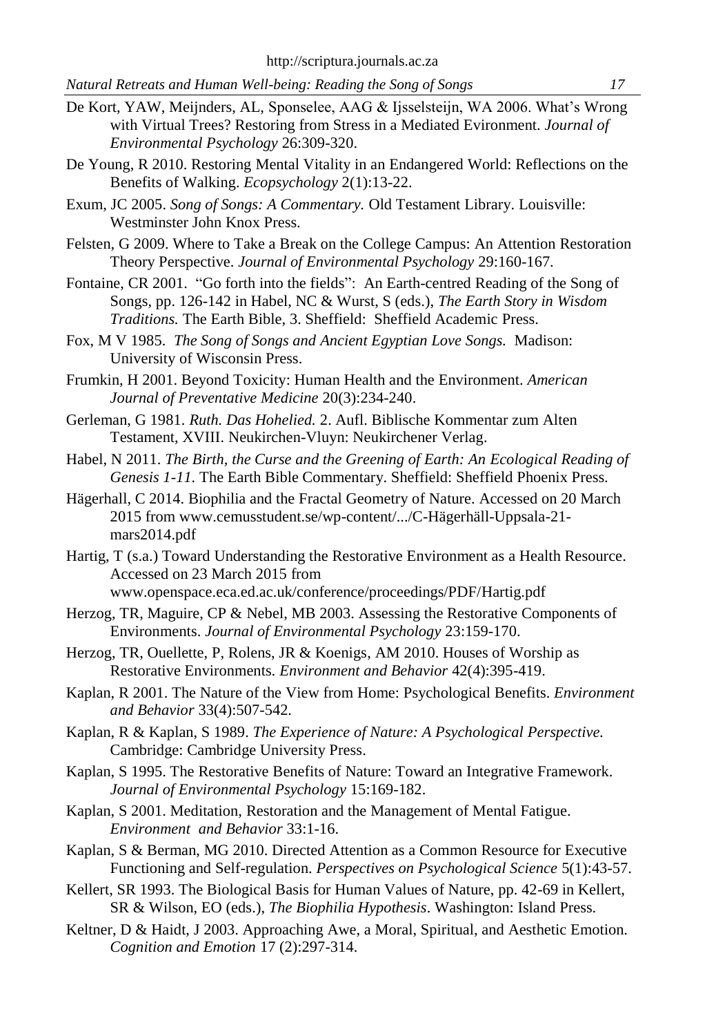De Kort, YAW, Meijnders, AL, Sponselee, AAG & Ijsselsteijn, WA 2006. What's Wrong with Virtual Trees? Restoring from Stress in a Mediated Evironment. *Journal of Environmental Psychology* 26:309-320.

De Young, R 2010. Restoring Mental Vitality in an Endangered World: Reflections on the Benefits of Walking. *Ecopsychology* 2(1):13-22.

Exum, JC 2005. *Song of Songs: A Commentary.* Old Testament Library. Louisville: Westminster John Knox Press.

Felsten, G 2009. Where to Take a Break on the College Campus: An Attention Restoration Theory Perspective. *Journal of Environmental Psychology* 29:160-167.

Fontaine, CR 2001. "Go forth into the fields": An Earth-centred Reading of the Song of Songs, pp. 126-142 in Habel, NC & Wurst, S (eds.), *The Earth Story in Wisdom Traditions.* The Earth Bible, 3. Sheffield: Sheffield Academic Press.

Fox, M V 1985. *The Song of Songs and Ancient Egyptian Love Songs.* Madison: University of Wisconsin Press.

Frumkin, H 2001. Beyond Toxicity: Human Health and the Environment. *American Journal of Preventative Medicine* 20(3):234-240.

Gerleman, G 1981. *Ruth. Das Hohelied.* 2. Aufl. Biblische Kommentar zum Alten Testament, XVIII. Neukirchen-Vluyn: Neukirchener Verlag.

Habel, N 2011. *The Birth, the Curse and the Greening of Earth: An Ecological Reading of Genesis 1-11.* The Earth Bible Commentary. Sheffield: Sheffield Phoenix Press.

Hägerhall, C 2014. Biophilia and the Fractal Geometry of Nature. Accessed on 20 March 2015 from www.cemusstudent.se/wp-content/.../C-Hägerhäll-Uppsala-21-mars2014.pdf

Hartig, T (s.a.) Toward Understanding the Restorative Environment as a Health Resource. Accessed on 23 March 2015 from www.openspace.eca.ed.ac.uk/conference/proceedings/PDF/Hartig.pdf

Herzog, TR, Maguire, CP & Nebel, MB 2003. Assessing the Restorative Components of Environments. *Journal of Environmental Psychology* 23:159-170.

Herzog, TR, Ouellette, P, Rolens, JR & Koenigs, AM 2010. Houses of Worship as Restorative Environments. *Environment and Behavior* 42(4):395-419.

Kaplan, R 2001. The Nature of the View from Home: Psychological Benefits. *Environment and Behavior* 33(4):507-542.

Kaplan, R & Kaplan, S 1989. *The Experience of Nature: A Psychological Perspective.* Cambridge: Cambridge University Press.

Kaplan, S 1995. The Restorative Benefits of Nature: Toward an Integrative Framework. *Journal of Environmental Psychology* 15:169-182.

Kaplan, S 2001. Meditation, Restoration and the Management of Mental Fatigue. *Environment and Behavior* 33:1-16.

Kaplan, S & Berman, MG 2010. Directed Attention as a Common Resource for Executive Functioning and Self-regulation. *Perspectives on Psychological Science* 5(1):43-57.

Kellert, SR 1993. The Biological Basis for Human Values of Nature, pp. 42-69 in Kellert, SR & Wilson, EO (eds.), *The Biophilia Hypothesis*. Washington: Island Press.

Keltner, D & Haidt, J 2003. Approaching Awe, a Moral, Spiritual, and Aesthetic Emotion. *Cognition and Emotion* 17 (2):297-314.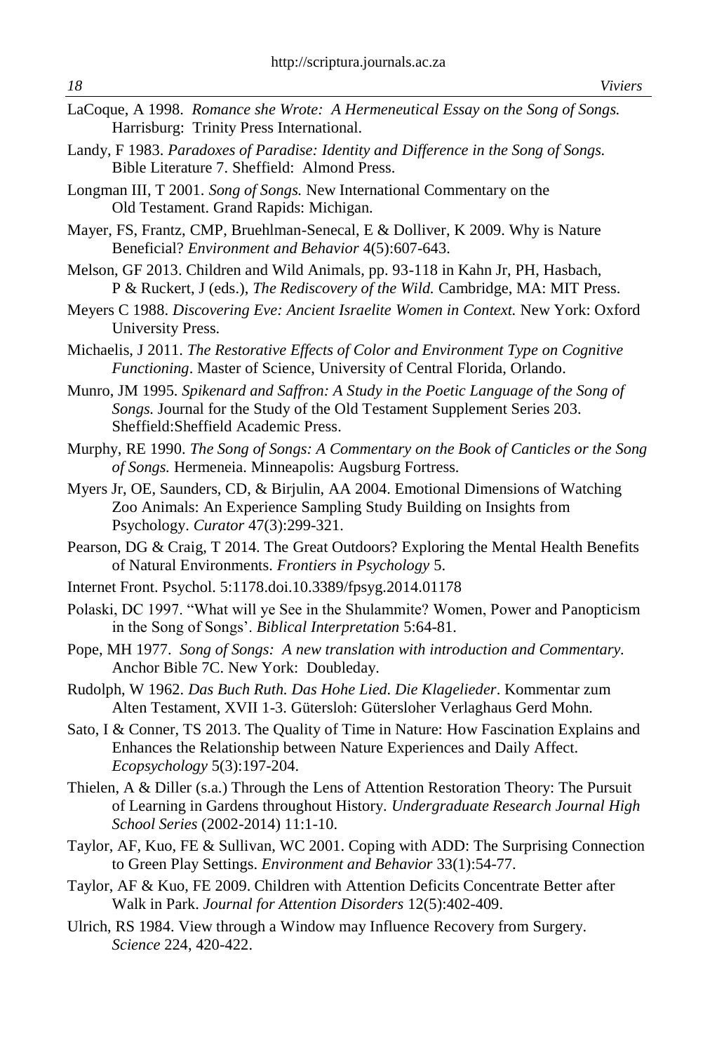LaCoque, A 1998. *Romance she Wrote: A Hermeneutical Essay on the Song of Songs.* Harrisburg: Trinity Press International.

Landy, F 1983. *Paradoxes of Paradise: Identity and Difference in the Song of Songs.* Bible Literature 7. Sheffield: Almond Press.

Longman III, T 2001. *Song of Songs.* New International Commentary on the Old Testament. Grand Rapids: Michigan.

Mayer, FS, Frantz, CMP, Bruehlman-Senecal, E & Dolliver, K 2009. Why is Nature Beneficial? *Environment and Behavior* 4(5):607-643.

Melson, GF 2013. Children and Wild Animals, pp. 93-118 in Kahn Jr, PH, Hasbach, P & Ruckert, J (eds.), *The Rediscovery of the Wild.* Cambridge, MA: MIT Press.

Meyers C 1988. *Discovering Eve: Ancient Israelite Women in Context.* New York: Oxford University Press.

Michaelis, J 2011. *The Restorative Effects of Color and Environment Type on Cognitive Functioning*. Master of Science, University of Central Florida, Orlando.

Munro, JM 1995. *Spikenard and Saffron: A Study in the Poetic Language of the Song of Songs.* Journal for the Study of the Old Testament Supplement Series 203. Sheffield:Sheffield Academic Press.

Murphy, RE 1990. *The Song of Songs: A Commentary on the Book of Canticles or the Song of Songs.* Hermeneia. Minneapolis: Augsburg Fortress.

Myers Jr, OE, Saunders, CD, & Birjulin, AA 2004. Emotional Dimensions of Watching Zoo Animals: An Experience Sampling Study Building on Insights from Psychology. *Curator* 47(3):299-321.

Pearson, DG & Craig, T 2014. The Great Outdoors? Exploring the Mental Health Benefits of Natural Environments. *Frontiers in Psychology* 5.

Internet Front. Psychol. 5:1178.doi.10.3389/fpsyg.2014.01178

Polaski, DC 1997. "What will ye See in the Shulammite? Women, Power and Panopticism in the Song of Songs'. *Biblical Interpretation* 5:64-81.

Pope, MH 1977. *Song of Songs: A new translation with introduction and Commentary.* Anchor Bible 7C. New York: Doubleday.

Rudolph, W 1962. *Das Buch Ruth. Das Hohe Lied. Die Klagelieder*. Kommentar zum Alten Testament, XVII 1-3. Gütersloh: Gütersloher Verlaghaus Gerd Mohn.

Sato, I & Conner, TS 2013. The Quality of Time in Nature: How Fascination Explains and Enhances the Relationship between Nature Experiences and Daily Affect. *Ecopsychology* 5(3):197-204.

Thielen, A & Diller (s.a.) Through the Lens of Attention Restoration Theory: The Pursuit of Learning in Gardens throughout History. *Undergraduate Research Journal High School Series* (2002-2014) 11:1-10.

Taylor, AF, Kuo, FE & Sullivan, WC 2001. Coping with ADD: The Surprising Connection to Green Play Settings. *Environment and Behavior* 33(1):54-77.

Taylor, AF & Kuo, FE 2009. Children with Attention Deficits Concentrate Better after Walk in Park. *Journal for Attention Disorders* 12(5):402-409.

Ulrich, RS 1984. View through a Window may Influence Recovery from Surgery. *Science* 224, 420-422.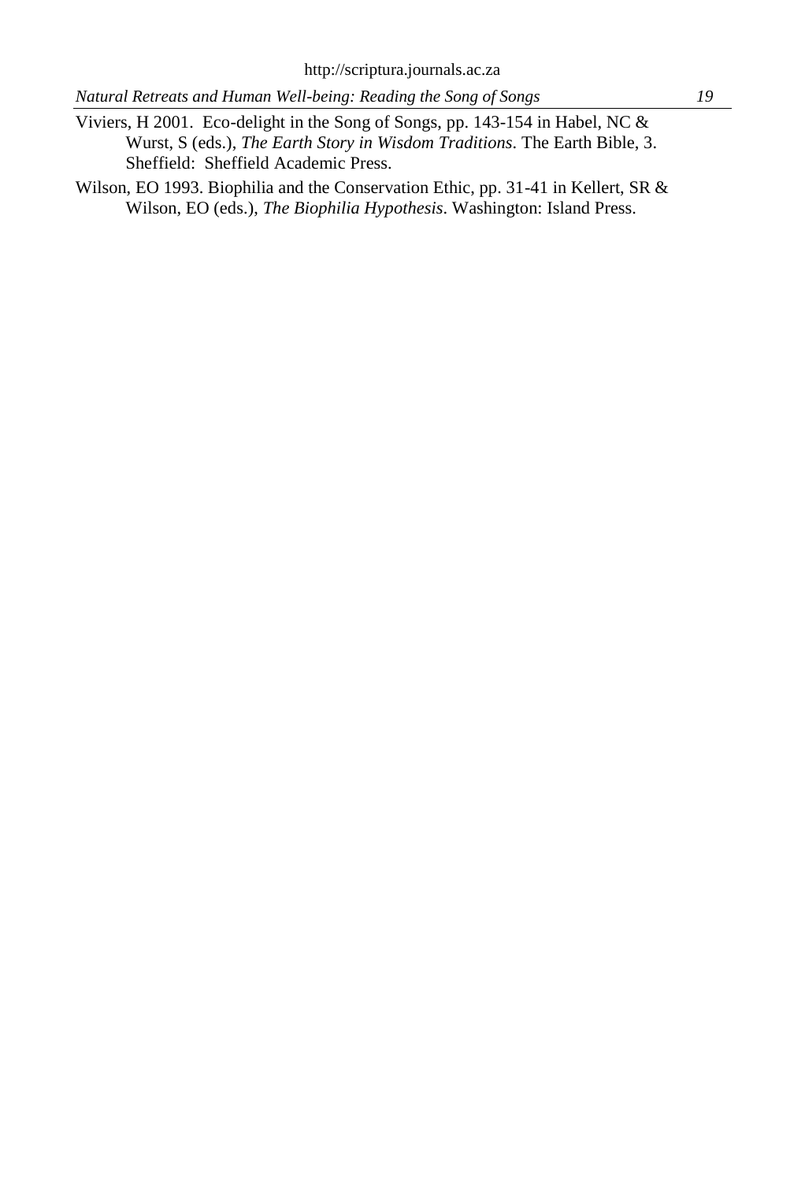Viviers, H 2001. Eco-delight in the Song of Songs, pp. 143-154 in Habel, NC & Wurst, S (eds.), *The Earth Story in Wisdom Traditions*. The Earth Bible, 3. Sheffield: Sheffield Academic Press.

Wilson, EO 1993. Biophilia and the Conservation Ethic, pp. 31-41 in Kellert, SR & Wilson, EO (eds.), *The Biophilia Hypothesis*. Washington: Island Press.